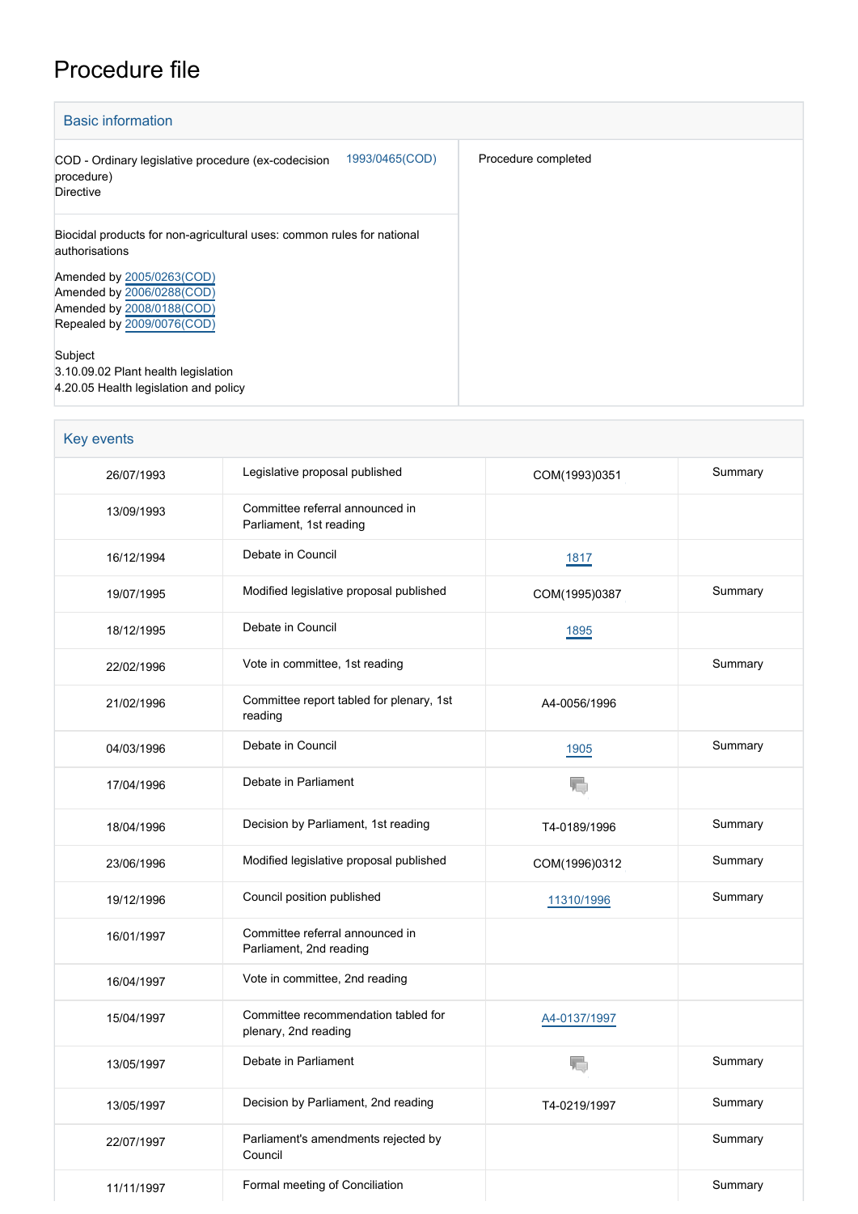# Procedure file

## Basic information

| | |
|---|---|
| COD - Ordinary legislative procedure (ex-codecision procedure)<br>Directive 1993/0465(COD) | Procedure completed |
| Biocidal products for non-agricultural uses: common rules for national authorisations<br><br>Amended by 2005/0263(COD)<br>Amended by 2006/0288(COD)<br>Amended by 2008/0188(COD)<br>Repealed by 2009/0076(COD)<br><br>Subject<br>3.10.09.02 Plant health legislation<br>4.20.05 Health legislation and policy | |

## Key events

| | | | |
|---|---|---|---|
| 26/07/1993 | Legislative proposal published | COM(1993)0351 | Summary |
| 13/09/1993 | Committee referral announced in Parliament, 1st reading | | |
| 16/12/1994 | Debate in Council | 1817 | |
| 19/07/1995 | Modified legislative proposal published | COM(1995)0387 | Summary |
| 18/12/1995 | Debate in Council | 1895 | |
| 22/02/1996 | Vote in committee, 1st reading | | Summary |
| 21/02/1996 | Committee report tabled for plenary, 1st reading | A4-0056/1996 | |
| 04/03/1996 | Debate in Council | 1905 | Summary |
| 17/04/1996 | Debate in Parliament | | |
| 18/04/1996 | Decision by Parliament, 1st reading | T4-0189/1996 | Summary |
| 23/06/1996 | Modified legislative proposal published | COM(1996)0312 | Summary |
| 19/12/1996 | Council position published | 11310/1996 | Summary |
| 16/01/1997 | Committee referral announced in Parliament, 2nd reading | | |
| 16/04/1997 | Vote in committee, 2nd reading | | |
| 15/04/1997 | Committee recommendation tabled for plenary, 2nd reading | A4-0137/1997 | |
| 13/05/1997 | Debate in Parliament | | Summary |
| 13/05/1997 | Decision by Parliament, 2nd reading | T4-0219/1997 | Summary |
| 22/07/1997 | Parliament's amendments rejected by Council | | Summary |
| 11/11/1997 | Formal meeting of Conciliation | | Summary |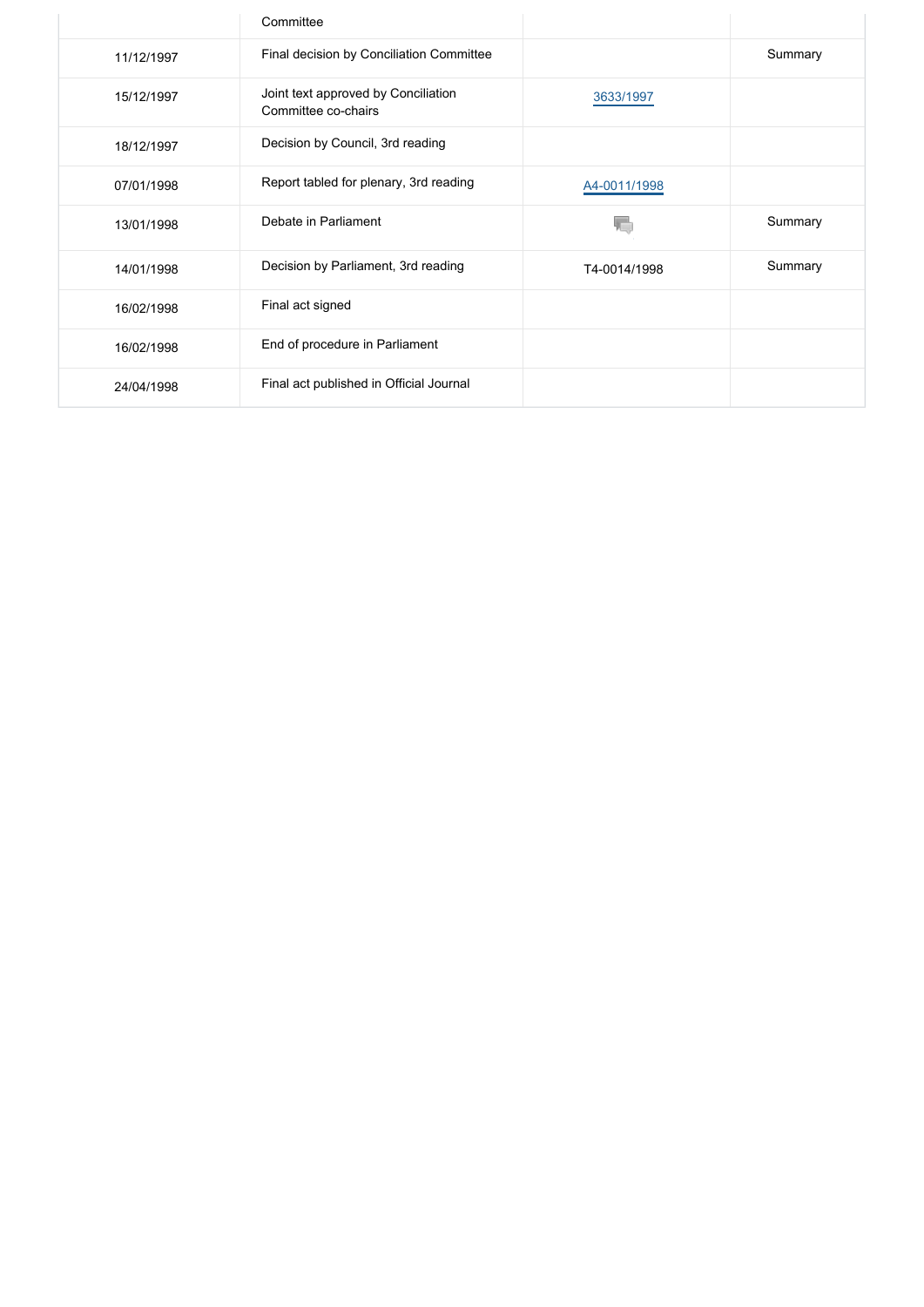| | | | |
|---|---|---|---|
| | Committee | | |
| 11/12/1997 | Final decision by Conciliation Committee | | Summary |
| 15/12/1997 | Joint text approved by Conciliation Committee co-chairs | 3633/1997 | |
| 18/12/1997 | Decision by Council, 3rd reading | | |
| 07/01/1998 | Report tabled for plenary, 3rd reading | A4-0011/1998 | |
| 13/01/1998 | Debate in Parliament | | Summary |
| 14/01/1998 | Decision by Parliament, 3rd reading | T4-0014/1998 | Summary |
| 16/02/1998 | Final act signed | | |
| 16/02/1998 | End of procedure in Parliament | | |
| 24/04/1998 | Final act published in Official Journal | | |